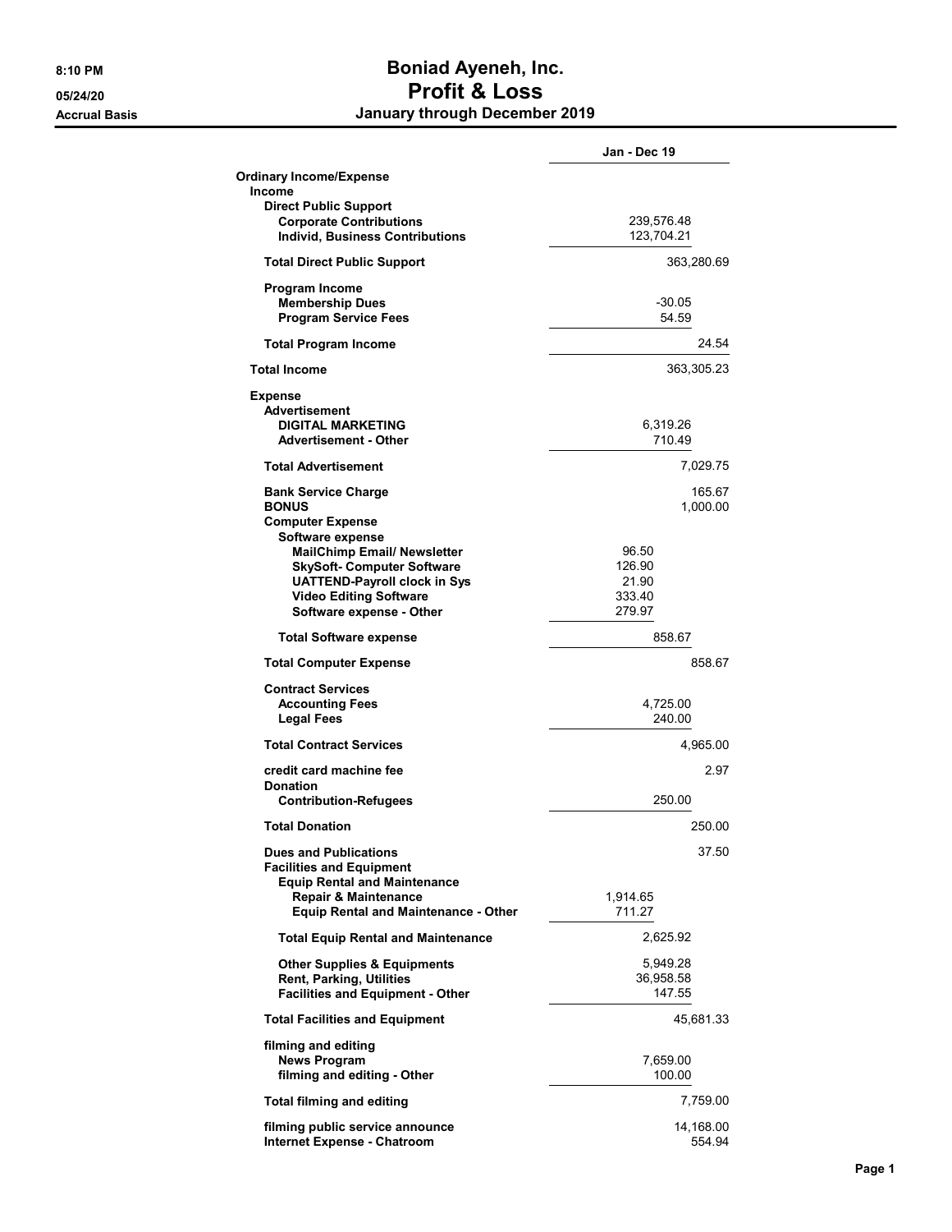# Boniad Ayeneh, Inc.
## Profit & Loss
### January through December 2019

8:10 PM
05/24/20
Accrual Basis

| | Jan - Dec 19 | |
|---|---|---|
| **Ordinary Income/Expense** | | |
| **Income** | | |
| **Direct Public Support** | | |
| **Corporate Contributions** | 239,576.48 | |
| **Individ, Business Contributions** | 123,704.21 | |
| **Total Direct Public Support** | | 363,280.69 |
| **Program Income** | | |
| **Membership Dues** | -30.05 | |
| **Program Service Fees** | 54.59 | |
| **Total Program Income** | | 24.54 |
| **Total Income** | | 363,305.23 |
| **Expense** | | |
| **Advertisement** | | |
| **DIGITAL MARKETING** | 6,319.26 | |
| **Advertisement - Other** | 710.49 | |
| **Total Advertisement** | | 7,029.75 |
| **Bank Service Charge** | | 165.67 |
| **BONUS** | | 1,000.00 |
| **Computer Expense** | | |
| **Software expense** | | |
| **MailChimp Email/ Newsletter** | 96.50 | |
| **SkySoft- Computer Software** | 126.90 | |
| **UATTEND-Payroll clock in Sys** | 21.90 | |
| **Video Editing Software** | 333.40 | |
| **Software expense - Other** | 279.97 | |
| **Total Software expense** | 858.67 | |
| **Total Computer Expense** | | 858.67 |
| **Contract Services** | | |
| **Accounting Fees** | 4,725.00 | |
| **Legal Fees** | 240.00 | |
| **Total Contract Services** | | 4,965.00 |
| **credit card machine fee** | | 2.97 |
| **Donation** | | |
| **Contribution-Refugees** | 250.00 | |
| **Total Donation** | | 250.00 |
| **Dues and Publications** | | 37.50 |
| **Facilities and Equipment** | | |
| **Equip Rental and Maintenance** | | |
| **Repair & Maintenance** | 1,914.65 | |
| **Equip Rental and Maintenance - Other** | 711.27 | |
| **Total Equip Rental and Maintenance** | 2,625.92 | |
| **Other Supplies & Equipments** | 5,949.28 | |
| **Rent, Parking, Utilities** | 36,958.58 | |
| **Facilities and Equipment - Other** | 147.55 | |
| **Total Facilities and Equipment** | | 45,681.33 |
| **filming and editing** | | |
| **News Program** | 7,659.00 | |
| **filming and editing - Other** | 100.00 | |
| **Total filming and editing** | | 7,759.00 |
| **filming public service announce** | | 14,168.00 |
| **Internet Expense - Chatroom** | | 554.94 |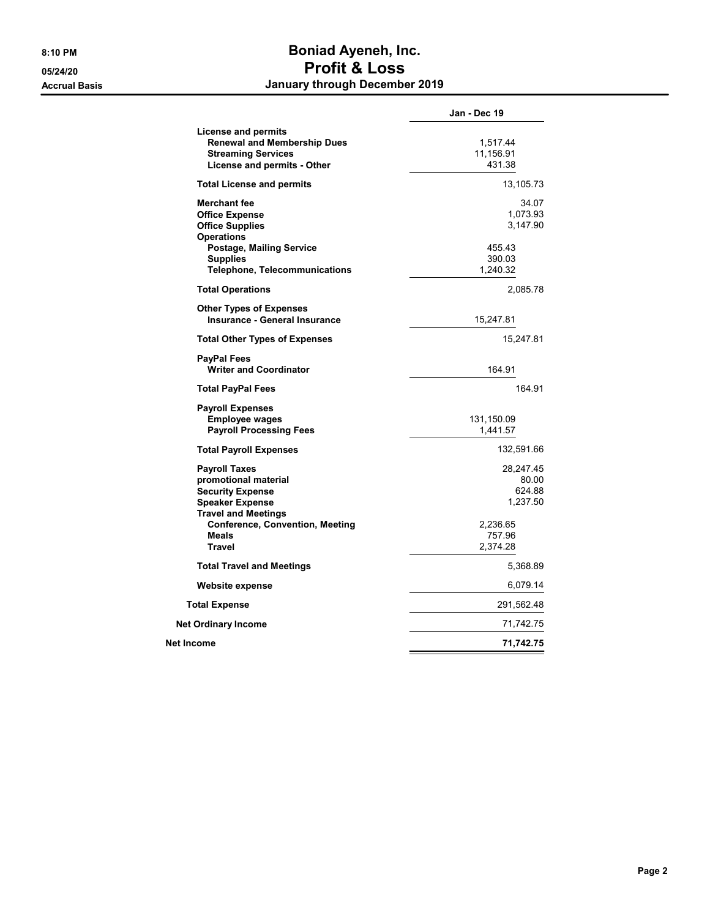# Boniad Ayeneh, Inc.
## Profit & Loss
### January through December 2019

8:10 PM
05/24/20
Accrual Basis

| | | Jan - Dec 19 |
|---|---|---|
| **License and permits** | | |
| **Renewal and Membership Dues** | 1,517.44 | |
| **Streaming Services** | 11,156.91 | |
| **License and permits - Other** | 431.38 | |
| **Total License and permits** | | 13,105.73 |
| **Merchant fee** | | 34.07 |
| **Office Expense** | | 1,073.93 |
| **Office Supplies** | | 3,147.90 |
| **Operations** | | |
| **Postage, Mailing Service** | 455.43 | |
| **Supplies** | 390.03 | |
| **Telephone, Telecommunications** | 1,240.32 | |
| **Total Operations** | | 2,085.78 |
| **Other Types of Expenses** | | |
| **Insurance - General Insurance** | 15,247.81 | |
| **Total Other Types of Expenses** | | 15,247.81 |
| **PayPal Fees** | | |
| **Writer and Coordinator** | 164.91 | |
| **Total PayPal Fees** | | 164.91 |
| **Payroll Expenses** | | |
| **Employee wages** | 131,150.09 | |
| **Payroll Processing Fees** | 1,441.57 | |
| **Total Payroll Expenses** | | 132,591.66 |
| **Payroll Taxes** | | 28,247.45 |
| **promotional material** | | 80.00 |
| **Security Expense** | | 624.88 |
| **Speaker Expense** | | 1,237.50 |
| **Travel and Meetings** | | |
| **Conference, Convention, Meeting** | 2,236.65 | |
| **Meals** | 757.96 | |
| **Travel** | 2,374.28 | |
| **Total Travel and Meetings** | | 5,368.89 |
| **Website expense** | | 6,079.14 |
| **Total Expense** | | 291,562.48 |
| **Net Ordinary Income** | | 71,742.75 |
| **Net Income** | | **71,742.75** |